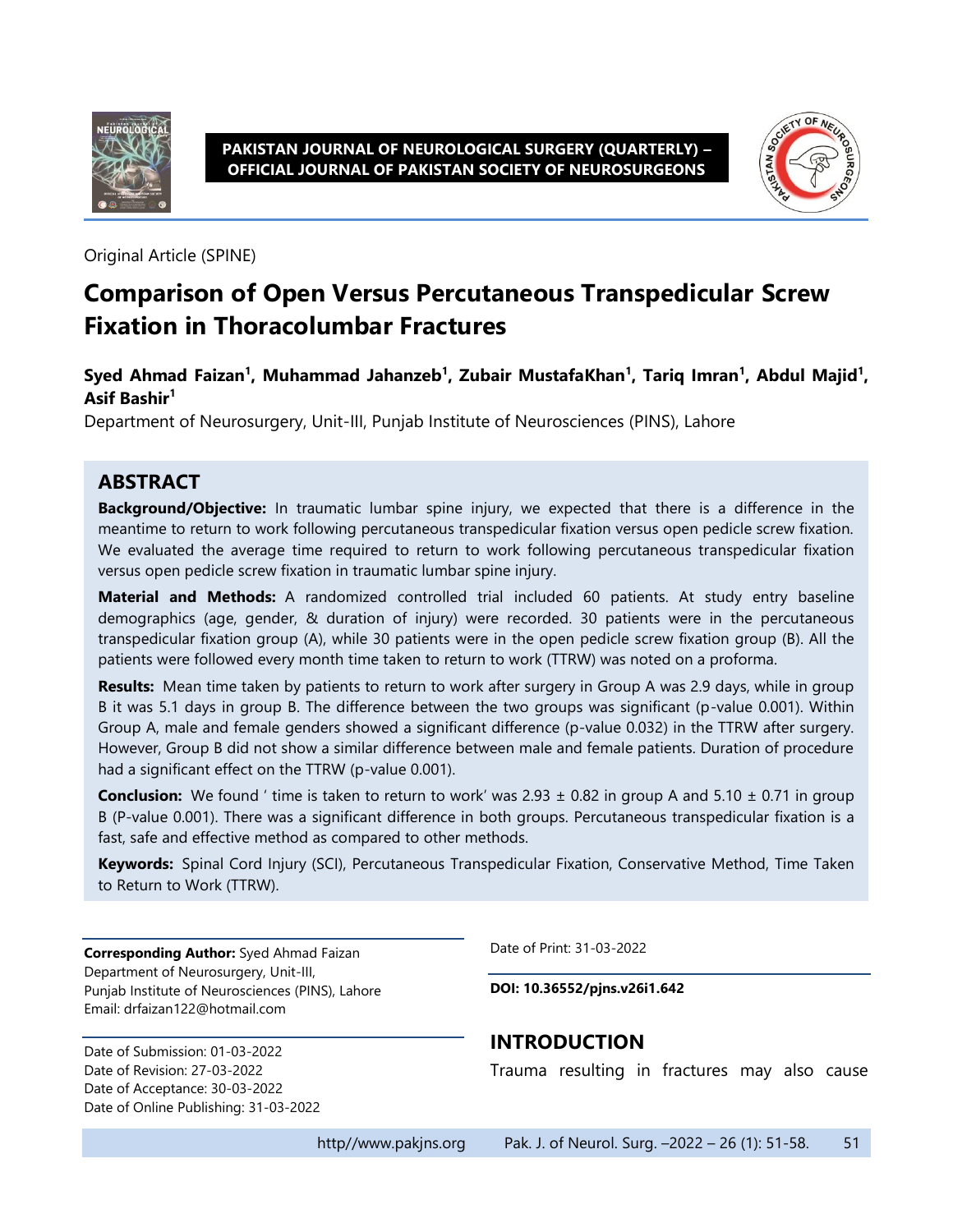Original Article (SPINE)

# Comparison of Open Versus Percutaneous Transpedicular Screw Fixation in Thoracolumbar Fractures

**Syed Ahmad Faizan[1], Muhammad Jahanzeb[1], Zubair MustafaKhan[1], Tariq Imran[1], Abdul Majid[1], Asif Bashir[1]**

Department of Neurosurgery, Unit-III, Punjab Institute of Neurosciences (PINS), Lahore

## ABSTRACT

**Background/Objective:** In traumatic lumbar spine injury, we expected that there is a difference in the meantime to return to work following percutaneous transpedicular fixation versus open pedicle screw fixation. We evaluated the average time required to return to work following percutaneous transpedicular fixation versus open pedicle screw fixation in traumatic lumbar spine injury.

**Material and Methods:** A randomized controlled trial included 60 patients. At study entry baseline demographics (age, gender, & duration of injury) were recorded. 30 patients were in the percutaneous transpedicular fixation group (A), while 30 patients were in the open pedicle screw fixation group (B). All the patients were followed every month time taken to return to work (TTRW) was noted on a proforma.

**Results:** Mean time taken by patients to return to work after surgery in Group A was 2.9 days, while in group B it was 5.1 days in group B. The difference between the two groups was significant (p-value 0.001). Within Group A, male and female genders showed a significant difference (p-value 0.032) in the TTRW after surgery. However, Group B did not show a similar difference between male and female patients. Duration of procedure had a significant effect on the TTRW (p-value 0.001).

**Conclusion:** We found ' time is taken to return to work' was 2.93 ± 0.82 in group A and 5.10 ± 0.71 in group B (P-value 0.001). There was a significant difference in both groups. Percutaneous transpedicular fixation is a fast, safe and effective method as compared to other methods.

**Keywords:** Spinal Cord Injury (SCI), Percutaneous Transpedicular Fixation, Conservative Method, Time Taken to Return to Work (TTRW).

**Corresponding Author:** Syed Ahmad Faizan
Department of Neurosurgery, Unit-III,
Punjab Institute of Neurosciences (PINS), Lahore
Email: drfaizan122@hotmail.com

Date of Submission: 01-03-2022
Date of Revision: 27-03-2022
Date of Acceptance: 30-03-2022
Date of Online Publishing: 31-03-2022

Date of Print: 31-03-2022

**DOI: 10.36552/pjns.v26i1.642**

## INTRODUCTION

Trauma resulting in fractures may also cause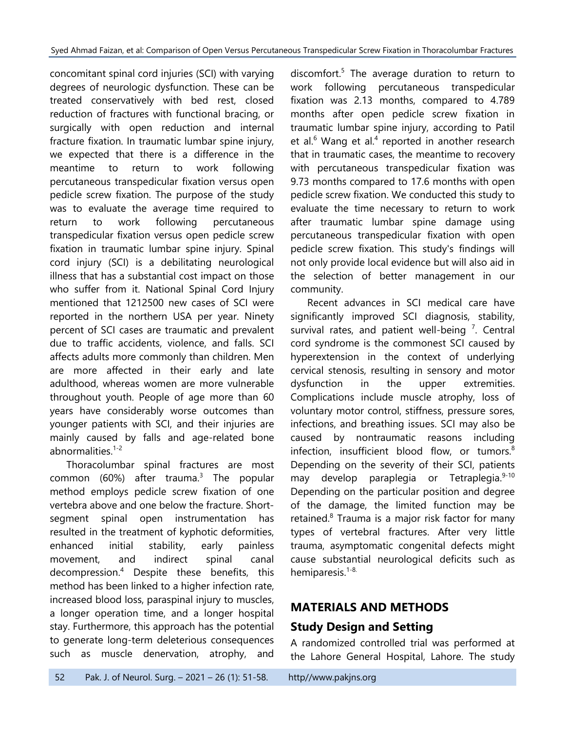concomitant spinal cord injuries (SCI) with varying degrees of neurologic dysfunction. These can be treated conservatively with bed rest, closed reduction of fractures with functional bracing, or surgically with open reduction and internal fracture fixation. In traumatic lumbar spine injury, we expected that there is a difference in the meantime to return to work following percutaneous transpedicular fixation versus open pedicle screw fixation. The purpose of the study was to evaluate the average time required to return to work following percutaneous transpedicular fixation versus open pedicle screw fixation in traumatic lumbar spine injury. Spinal cord injury (SCI) is a debilitating neurological illness that has a substantial cost impact on those who suffer from it. National Spinal Cord Injury mentioned that 1212500 new cases of SCI were reported in the northern USA per year. Ninety percent of SCI cases are traumatic and prevalent due to traffic accidents, violence, and falls. SCI affects adults more commonly than children. Men are more affected in their early and late adulthood, whereas women are more vulnerable throughout youth. People of age more than 60 years have considerably worse outcomes than younger patients with SCI, and their injuries are mainly caused by falls and age-related bone abnormalities.[1-2]

Thoracolumbar spinal fractures are most common (60%) after trauma.[3] The popular method employs pedicle screw fixation of one vertebra above and one below the fracture. Short-segment spinal open instrumentation has resulted in the treatment of kyphotic deformities, enhanced initial stability, early painless movement, and indirect spinal canal decompression.[4] Despite these benefits, this method has been linked to a higher infection rate, increased blood loss, paraspinal injury to muscles, a longer operation time, and a longer hospital stay. Furthermore, this approach has the potential to generate long-term deleterious consequences such as muscle denervation, atrophy, and discomfort.[5] The average duration to return to work following percutaneous transpedicular fixation was 2.13 months, compared to 4.789 months after open pedicle screw fixation in traumatic lumbar spine injury, according to Patil et al.[6] Wang et al.[4] reported in another research that in traumatic cases, the meantime to recovery with percutaneous transpedicular fixation was 9.73 months compared to 17.6 months with open pedicle screw fixation. We conducted this study to evaluate the time necessary to return to work after traumatic lumbar spine damage using percutaneous transpedicular fixation with open pedicle screw fixation. This study's findings will not only provide local evidence but will also aid in the selection of better management in our community.

Recent advances in SCI medical care have significantly improved SCI diagnosis, stability, survival rates, and patient well-being [7]. Central cord syndrome is the commonest SCI caused by hyperextension in the context of underlying cervical stenosis, resulting in sensory and motor dysfunction in the upper extremities. Complications include muscle atrophy, loss of voluntary motor control, stiffness, pressure sores, infections, and breathing issues. SCI may also be caused by nontraumatic reasons including infection, insufficient blood flow, or tumors.[8] Depending on the severity of their SCI, patients may develop paraplegia or Tetraplegia.[9-10] Depending on the particular position and degree of the damage, the limited function may be retained.[8] Trauma is a major risk factor for many types of vertebral fractures. After very little trauma, asymptomatic congenital defects might cause substantial neurological deficits such as hemiparesis.[1-8.]

## MATERIALS AND METHODS

### Study Design and Setting

A randomized controlled trial was performed at the Lahore General Hospital, Lahore. The study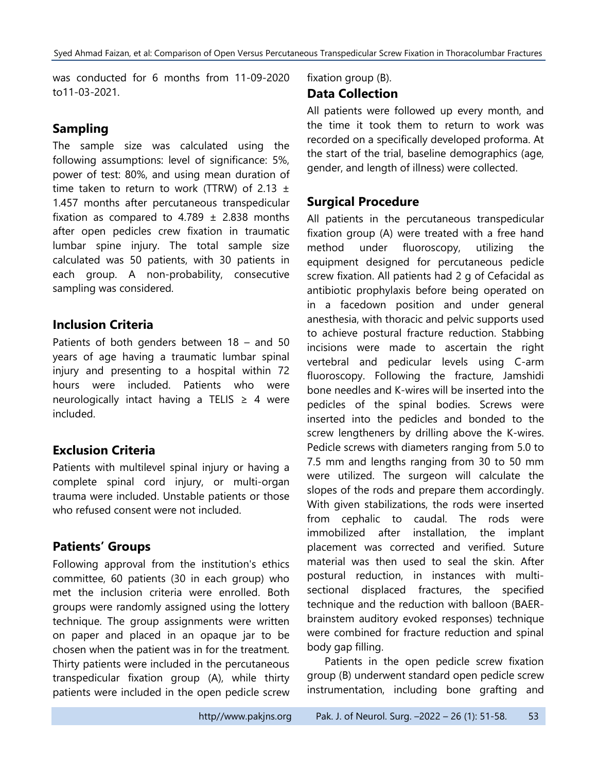was conducted for 6 months from 11-09-2020 to11-03-2021.

## Sampling

The sample size was calculated using the following assumptions: level of significance: 5%, power of test: 80%, and using mean duration of time taken to return to work (TTRW) of 2.13 ± 1.457 months after percutaneous transpedicular fixation as compared to 4.789 ± 2.838 months after open pedicles crew fixation in traumatic lumbar spine injury. The total sample size calculated was 50 patients, with 30 patients in each group. A non-probability, consecutive sampling was considered.

## Inclusion Criteria

Patients of both genders between 18 – and 50 years of age having a traumatic lumbar spinal injury and presenting to a hospital within 72 hours were included. Patients who were neurologically intact having a TELIS ≥ 4 were included.

## Exclusion Criteria

Patients with multilevel spinal injury or having a complete spinal cord injury, or multi-organ trauma were included. Unstable patients or those who refused consent were not included.

## Patients' Groups

Following approval from the institution's ethics committee, 60 patients (30 in each group) who met the inclusion criteria were enrolled. Both groups were randomly assigned using the lottery technique. The group assignments were written on paper and placed in an opaque jar to be chosen when the patient was in for the treatment. Thirty patients were included in the percutaneous transpedicular fixation group (A), while thirty patients were included in the open pedicle screw fixation group (B).

## Data Collection

All patients were followed up every month, and the time it took them to return to work was recorded on a specifically developed proforma. At the start of the trial, baseline demographics (age, gender, and length of illness) were collected.

## Surgical Procedure

All patients in the percutaneous transpedicular fixation group (A) were treated with a free hand method under fluoroscopy, utilizing the equipment designed for percutaneous pedicle screw fixation. All patients had 2 g of Cefacidal as antibiotic prophylaxis before being operated on in a facedown position and under general anesthesia, with thoracic and pelvic supports used to achieve postural fracture reduction. Stabbing incisions were made to ascertain the right vertebral and pedicular levels using C-arm fluoroscopy. Following the fracture, Jamshidi bone needles and K-wires will be inserted into the pedicles of the spinal bodies. Screws were inserted into the pedicles and bonded to the screw lengtheners by drilling above the K-wires. Pedicle screws with diameters ranging from 5.0 to 7.5 mm and lengths ranging from 30 to 50 mm were utilized. The surgeon will calculate the slopes of the rods and prepare them accordingly. With given stabilizations, the rods were inserted from cephalic to caudal. The rods were immobilized after installation, the implant placement was corrected and verified. Suture material was then used to seal the skin. After postural reduction, in instances with multi-sectional displaced fractures, the specified technique and the reduction with balloon (BAER-brainstem auditory evoked responses) technique were combined for fracture reduction and spinal body gap filling.

Patients in the open pedicle screw fixation group (B) underwent standard open pedicle screw instrumentation, including bone grafting and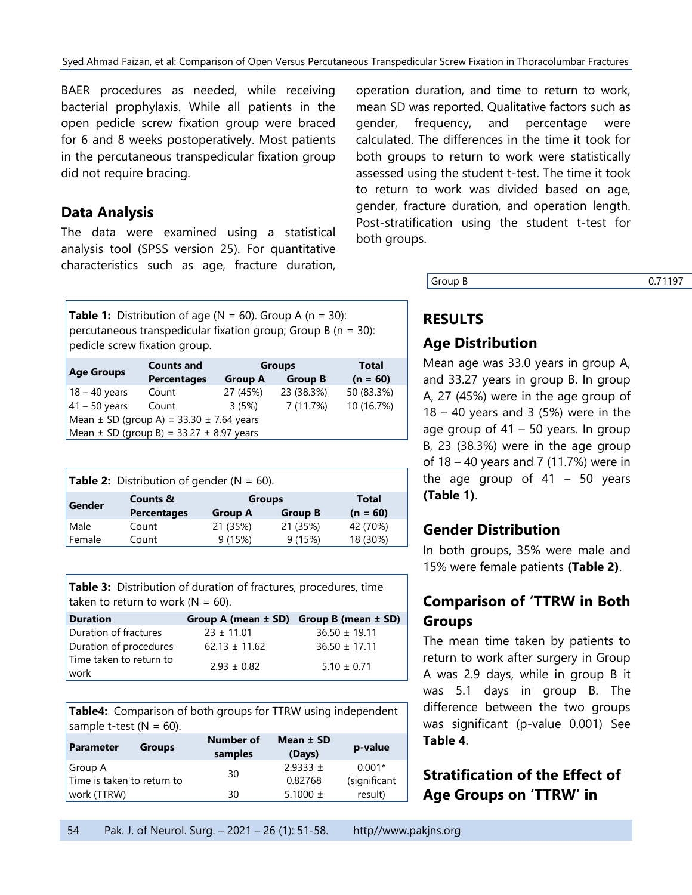BAER procedures as needed, while receiving bacterial prophylaxis. While all patients in the open pedicle screw fixation group were braced for 6 and 8 weeks postoperatively. Most patients in the percutaneous transpedicular fixation group did not require bracing.

## Data Analysis

The data were examined using a statistical analysis tool (SPSS version 25). For quantitative characteristics such as age, fracture duration, operation duration, and time to return to work, mean SD was reported. Qualitative factors such as gender, frequency, and percentage were calculated. The differences in the time it took for both groups to return to work were statistically assessed using the student t-test. The time it took to return to work was divided based on age, gender, fracture duration, and operation length. Post-stratification using the student t-test for both groups.

**Table 1:** Distribution of age (N = 60). Group A (n = 30): percutaneous transpedicular fixation group; Group B (n = 30): pedicle screw fixation group.

| Age Groups | Counts and Percentages | Groups | | Total |
|---|---|---|---|---|
| | | Group A | Group B | (n = 60) |
| 18 – 40 years | Count | 27 (45%) | 23 (38.3%) | 50 (83.3%) |
| 41 – 50 years | Count | 3 (5%) | 7 (11.7%) | 10 (16.7%) |
| Mean ± SD (group A) = 33.30 ± 7.64 years | | | | |
| Mean ± SD (group B) = 33.27 ± 8.97 years | | | | |

**Table 2:** Distribution of gender (N = 60).

| Gender | Counts & Percentages | Groups | | Total |
|---|---|---|---|---|
| | | Group A | Group B | (n = 60) |
| Male | Count | 21 (35%) | 21 (35%) | 42 (70%) |
| Female | Count | 9 (15%) | 9 (15%) | 18 (30%) |

**Table 3:** Distribution of duration of fractures, procedures, time taken to return to work (N = 60).

| Duration | Group A (mean ± SD) | Group B (mean ± SD) |
|---|---|---|
| Duration of fractures | 23 ± 11.01 | 36.50 ± 19.11 |
| Duration of procedures | 62.13 ± 11.62 | 36.50 ± 17.11 |
| Time taken to return to work | 2.93 ± 0.82 | 5.10 ± 0.71 |

**Table4:** Comparison of both groups for TTRW using independent sample t-test (N = 60).

| Parameter | Groups | Number of samples | Mean ± SD (Days) | p-value |
|---|---|---|---|---|
| Time is taken to return to work (TTRW) | Group A | 30 | 2.9333 ± 0.82768 | 0.001* (significant result) |
| | Group B | 30 | 5.1000 ± 0.71197 | |

## RESULTS

### Age Distribution

Mean age was 33.0 years in group A, and 33.27 years in group B. In group A, 27 (45%) were in the age group of 18 – 40 years and 3 (5%) were in the age group of 41 – 50 years. In group B, 23 (38.3%) were in the age group of 18 – 40 years and 7 (11.7%) were in the age group of 41 – 50 years **(Table 1)**.

### Gender Distribution

In both groups, 35% were male and 15% were female patients **(Table 2)**.

### Comparison of 'TTRW in Both Groups

The mean time taken by patients to return to work after surgery in Group A was 2.9 days, while in group B it was 5.1 days in group B. The difference between the two groups was significant (p-value 0.001) See **Table 4**.

### Stratification of the Effect of Age Groups on 'TTRW' in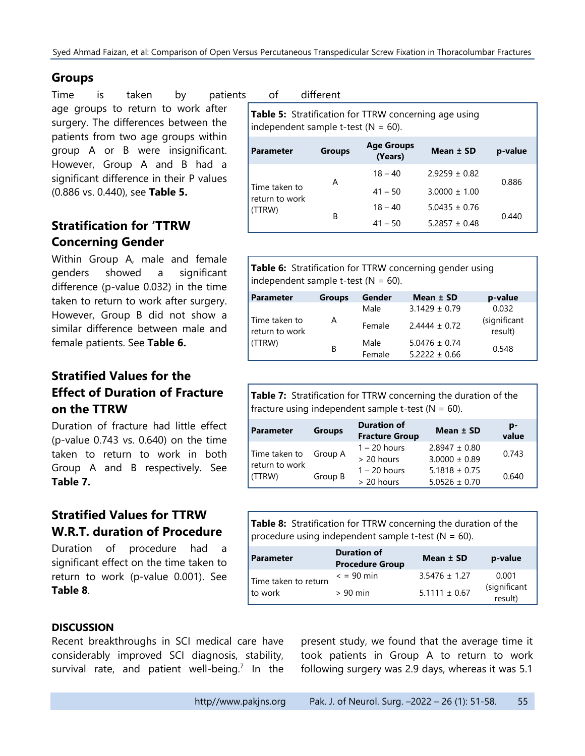## Groups

Time is taken by patients of different age groups to return to work after surgery. The differences between the patients from two age groups within group A or B were insignificant. However, Group A and B had a significant difference in their P values (0.886 vs. 0.440), see **Table 5.**

**Table 5:** Stratification for TTRW concerning age using independent sample t-test (N = 60).

| Parameter | Groups | Age Groups (Years) | Mean ± SD | p-value |
|---|---|---|---|---|
| Time taken to return to work (TTRW) | A | 18 – 40 | 2.9259 ± 0.82 | 0.886 |
| | | 41 – 50 | 3.0000 ± 1.00 | |
| | B | 18 – 40 | 5.0435 ± 0.76 | 0.440 |
| | | 41 – 50 | 5.2857 ± 0.48 | |

## Stratification for 'TTRW Concerning Gender

Within Group A, male and female genders showed a significant difference (p-value 0.032) in the time taken to return to work after surgery. However, Group B did not show a similar difference between male and female patients. See **Table 6.**

**Table 6:** Stratification for TTRW concerning gender using independent sample t-test (N = 60).

| Parameter | Groups | Gender | Mean ± SD | p-value |
|---|---|---|---|---|
| Time taken to return to work (TTRW) | A | Male | 3.1429 ± 0.79 | 0.032 (significant result) |
| | | Female | 2.4444 ± 0.72 | |
| | B | Male | 5.0476 ± 0.74 | 0.548 |
| | | Female | 5.2222 ± 0.66 | |

## Stratified Values for the Effect of Duration of Fracture on the TTRW

Duration of fracture had little effect (p-value 0.743 vs. 0.640) on the time taken to return to work in both Group A and B respectively. See **Table 7.**

**Table 7:** Stratification for TTRW concerning the duration of the fracture using independent sample t-test (N = 60).

| Parameter | Groups | Duration of Fracture Group | Mean ± SD | p-value |
|---|---|---|---|---|
| Time taken to return to work (TTRW) | Group A | 1 – 20 hours | 2.8947 ± 0.80 | 0.743 |
| | | > 20 hours | 3.0000 ± 0.89 | |
| | Group B | 1 – 20 hours | 5.1818 ± 0.75 | 0.640 |
| | | > 20 hours | 5.0526 ± 0.70 | |

## Stratified Values for TTRW W.R.T. duration of Procedure

Duration of procedure had a significant effect on the time taken to return to work (p-value 0.001). See **Table 8**.

**Table 8:** Stratification for TTRW concerning the duration of the procedure using independent sample t-test (N = 60).

| Parameter | Duration of Procedure Group | Mean ± SD | p-value |
|---|---|---|---|
| Time taken to return to work | < = 90 min | 3.5476 ± 1.27 | 0.001 (significant result) |
| | > 90 min | 5.1111 ± 0.67 | |

## DISCUSSION

Recent breakthroughs in SCI medical care have considerably improved SCI diagnosis, stability, survival rate, and patient well-being.[7] In the present study, we found that the average time it took patients in Group A to return to work following surgery was 2.9 days, whereas it was 5.1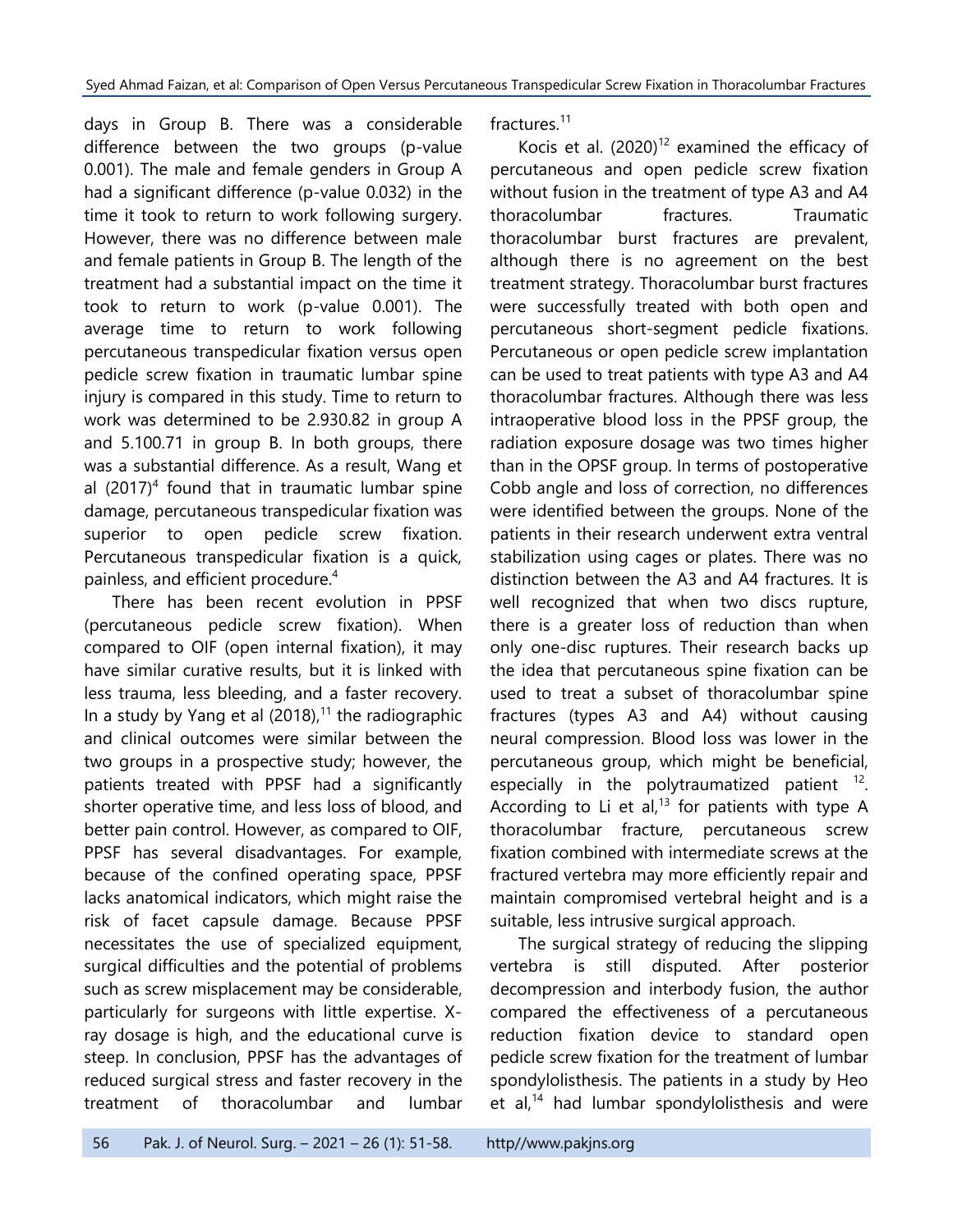days in Group B. There was a considerable difference between the two groups (p-value 0.001). The male and female genders in Group A had a significant difference (p-value 0.032) in the time it took to return to work following surgery. However, there was no difference between male and female patients in Group B. The length of the treatment had a substantial impact on the time it took to return to work (p-value 0.001). The average time to return to work following percutaneous transpedicular fixation versus open pedicle screw fixation in traumatic lumbar spine injury is compared in this study. Time to return to work was determined to be 2.930.82 in group A and 5.100.71 in group B. In both groups, there was a substantial difference. As a result, Wang et al (2017)[4] found that in traumatic lumbar spine damage, percutaneous transpedicular fixation was superior to open pedicle screw fixation. Percutaneous transpedicular fixation is a quick, painless, and efficient procedure.[4]

There has been recent evolution in PPSF (percutaneous pedicle screw fixation). When compared to OIF (open internal fixation), it may have similar curative results, but it is linked with less trauma, less bleeding, and a faster recovery. In a study by Yang et al (2018),[11] the radiographic and clinical outcomes were similar between the two groups in a prospective study; however, the patients treated with PPSF had a significantly shorter operative time, and less loss of blood, and better pain control. However, as compared to OIF, PPSF has several disadvantages. For example, because of the confined operating space, PPSF lacks anatomical indicators, which might raise the risk of facet capsule damage. Because PPSF necessitates the use of specialized equipment, surgical difficulties and the potential of problems such as screw misplacement may be considerable, particularly for surgeons with little expertise. X-ray dosage is high, and the educational curve is steep. In conclusion, PPSF has the advantages of reduced surgical stress and faster recovery in the treatment of thoracolumbar and lumbar fractures.[11]

Kocis et al. (2020)[12] examined the efficacy of percutaneous and open pedicle screw fixation without fusion in the treatment of type A3 and A4 thoracolumbar fractures. Traumatic thoracolumbar burst fractures are prevalent, although there is no agreement on the best treatment strategy. Thoracolumbar burst fractures were successfully treated with both open and percutaneous short-segment pedicle fixations. Percutaneous or open pedicle screw implantation can be used to treat patients with type A3 and A4 thoracolumbar fractures. Although there was less intraoperative blood loss in the PPSF group, the radiation exposure dosage was two times higher than in the OPSF group. In terms of postoperative Cobb angle and loss of correction, no differences were identified between the groups. None of the patients in their research underwent extra ventral stabilization using cages or plates. There was no distinction between the A3 and A4 fractures. It is well recognized that when two discs rupture, there is a greater loss of reduction than when only one-disc ruptures. Their research backs up the idea that percutaneous spine fixation can be used to treat a subset of thoracolumbar spine fractures (types A3 and A4) without causing neural compression. Blood loss was lower in the percutaneous group, which might be beneficial, especially in the polytraumatized patient [12]. According to Li et al,[13] for patients with type A thoracolumbar fracture, percutaneous screw fixation combined with intermediate screws at the fractured vertebra may more efficiently repair and maintain compromised vertebral height and is a suitable, less intrusive surgical approach.

The surgical strategy of reducing the slipping vertebra is still disputed. After posterior decompression and interbody fusion, the author compared the effectiveness of a percutaneous reduction fixation device to standard open pedicle screw fixation for the treatment of lumbar spondylolisthesis. The patients in a study by Heo et al,[14] had lumbar spondylolisthesis and were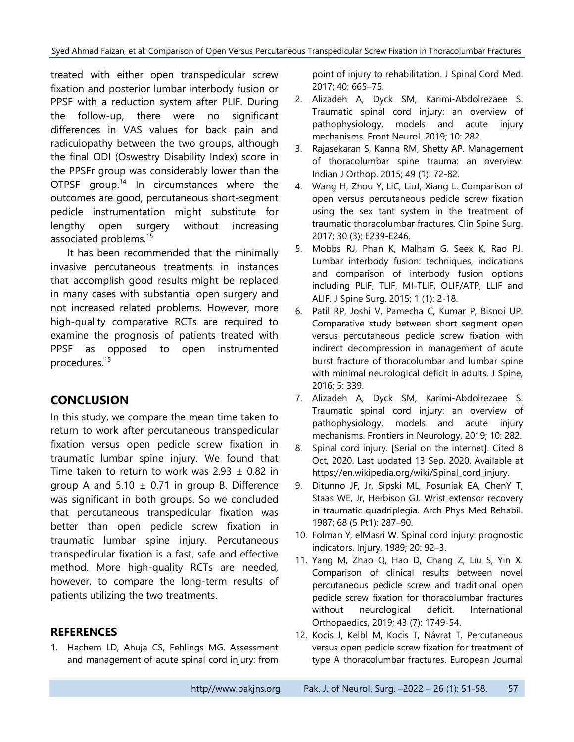treated with either open transpedicular screw fixation and posterior lumbar interbody fusion or PPSF with a reduction system after PLIF. During the follow-up, there were no significant differences in VAS values for back pain and radiculopathy between the two groups, although the final ODI (Oswestry Disability Index) score in the PPSFr group was considerably lower than the OTPSF group.[14] In circumstances where the outcomes are good, percutaneous short-segment pedicle instrumentation might substitute for lengthy open surgery without increasing associated problems.[15]

It has been recommended that the minimally invasive percutaneous treatments in instances that accomplish good results might be replaced in many cases with substantial open surgery and not increased related problems. However, more high-quality comparative RCTs are required to examine the prognosis of patients treated with PPSF as opposed to open instrumented procedures.[15]

## CONCLUSION

In this study, we compare the mean time taken to return to work after percutaneous transpedicular fixation versus open pedicle screw fixation in traumatic lumbar spine injury. We found that Time taken to return to work was 2.93 ± 0.82 in group A and 5.10 ± 0.71 in group B. Difference was significant in both groups. So we concluded that percutaneous transpedicular fixation was better than open pedicle screw fixation in traumatic lumbar spine injury. Percutaneous transpedicular fixation is a fast, safe and effective method. More high-quality RCTs are needed, however, to compare the long-term results of patients utilizing the two treatments.

## REFERENCES

1. Hachem LD, Ahuja CS, Fehlings MG. Assessment and management of acute spinal cord injury: from point of injury to rehabilitation. J Spinal Cord Med. 2017; 40: 665–75.
2. Alizadeh A, Dyck SM, Karimi-Abdolrezaee S. Traumatic spinal cord injury: an overview of pathophysiology, models and acute injury mechanisms. Front Neurol. 2019; 10: 282.
3. Rajasekaran S, Kanna RM, Shetty AP. Management of thoracolumbar spine trauma: an overview. Indian J Orthop. 2015; 49 (1): 72-82.
4. Wang H, Zhou Y, LiC, LiuJ, Xiang L. Comparison of open versus percutaneous pedicle screw fixation using the sex tant system in the treatment of traumatic thoracolumbar fractures. Clin Spine Surg. 2017; 30 (3): E239-E246.
5. Mobbs RJ, Phan K, Malham G, Seex K, Rao PJ. Lumbar interbody fusion: techniques, indications and comparison of interbody fusion options including PLIF, TLIF, MI-TLIF, OLIF/ATP, LLIF and ALIF. J Spine Surg. 2015; 1 (1): 2-18.
6. Patil RP, Joshi V, Pamecha C, Kumar P, Bisnoi UP. Comparative study between short segment open versus percutaneous pedicle screw fixation with indirect decompression in management of acute burst fracture of thoracolumbar and lumbar spine with minimal neurological deficit in adults. J Spine, 2016; 5: 339.
7. Alizadeh A, Dyck SM, Karimi-Abdolrezaee S. Traumatic spinal cord injury: an overview of pathophysiology, models and acute injury mechanisms. Frontiers in Neurology, 2019; 10: 282.
8. Spinal cord injury. [Serial on the internet]. Cited 8 Oct, 2020. Last updated 13 Sep, 2020. Available at https://en.wikipedia.org/wiki/Spinal_cord_injury.
9. Ditunno JF, Jr, Sipski ML, Posuniak EA, ChenY T, Staas WE, Jr, Herbison GJ. Wrist extensor recovery in traumatic quadriplegia. Arch Phys Med Rehabil. 1987; 68 (5 Pt1): 287–90.
10. Folman Y, elMasri W. Spinal cord injury: prognostic indicators. Injury, 1989; 20: 92–3.
11. Yang M, Zhao Q, Hao D, Chang Z, Liu S, Yin X. Comparison of clinical results between novel percutaneous pedicle screw and traditional open pedicle screw fixation for thoracolumbar fractures without neurological deficit. International Orthopaedics, 2019; 43 (7): 1749-54.
12. Kocis J, Kelbl M, Kocis T, Návrat T. Percutaneous versus open pedicle screw fixation for treatment of type A thoracolumbar fractures. European Journal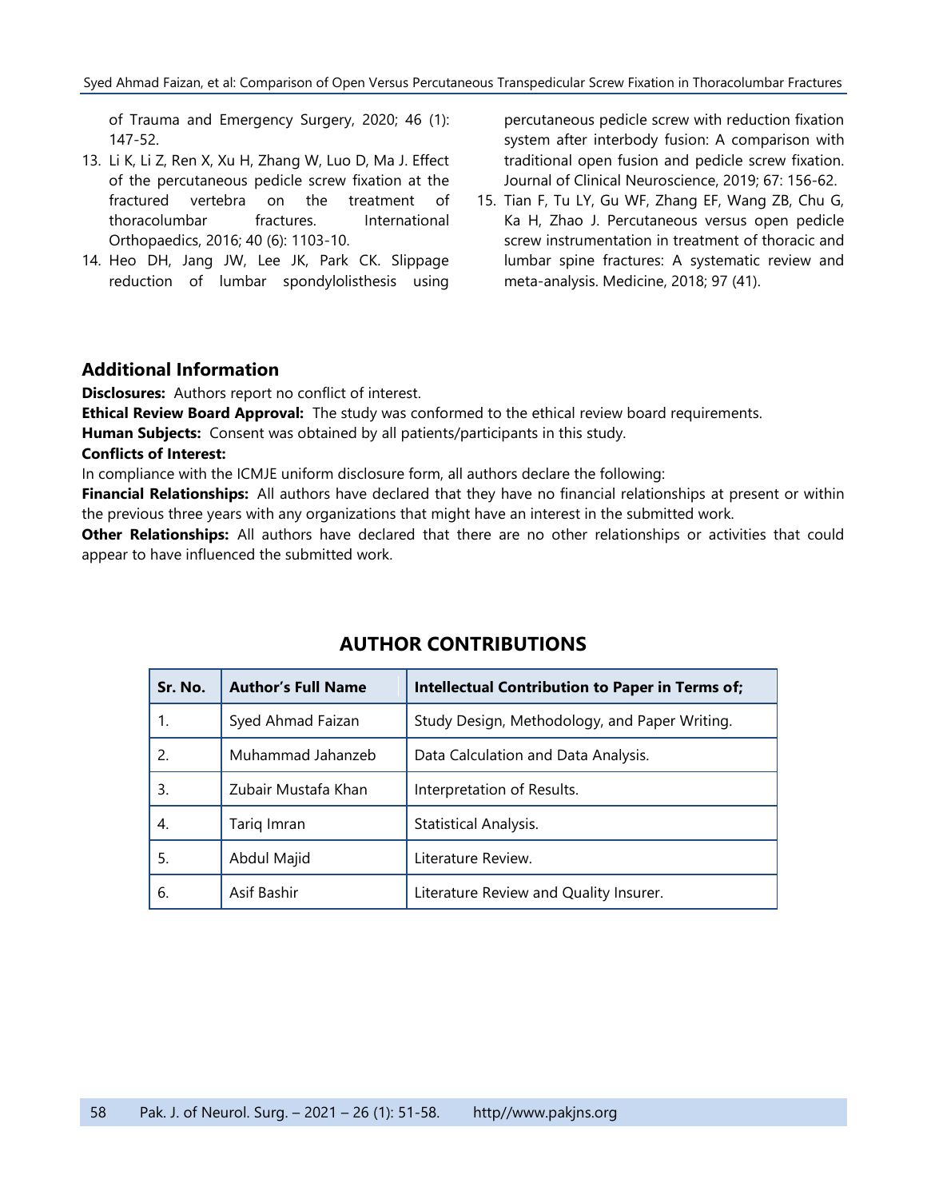of Trauma and Emergency Surgery, 2020; 46 (1): 147-52.

13. Li K, Li Z, Ren X, Xu H, Zhang W, Luo D, Ma J. Effect of the percutaneous pedicle screw fixation at the fractured vertebra on the treatment of thoracolumbar fractures. International Orthopaedics, 2016; 40 (6): 1103-10.
14. Heo DH, Jang JW, Lee JK, Park CK. Slippage reduction of lumbar spondylolisthesis using percutaneous pedicle screw with reduction fixation system after interbody fusion: A comparison with traditional open fusion and pedicle screw fixation. Journal of Clinical Neuroscience, 2019; 67: 156-62.
15. Tian F, Tu LY, Gu WF, Zhang EF, Wang ZB, Chu G, Ka H, Zhao J. Percutaneous versus open pedicle screw instrumentation in treatment of thoracic and lumbar spine fractures: A systematic review and meta-analysis. Medicine, 2018; 97 (41).

## Additional Information

**Disclosures:** Authors report no conflict of interest.

**Ethical Review Board Approval:** The study was conformed to the ethical review board requirements.

**Human Subjects:** Consent was obtained by all patients/participants in this study.

**Conflicts of Interest:**

In compliance with the ICMJE uniform disclosure form, all authors declare the following:

**Financial Relationships:** All authors have declared that they have no financial relationships at present or within the previous three years with any organizations that might have an interest in the submitted work.

**Other Relationships:** All authors have declared that there are no other relationships or activities that could appear to have influenced the submitted work.

## AUTHOR CONTRIBUTIONS

| Sr. No. | Author's Full Name | Intellectual Contribution to Paper in Terms of; |
|---|---|---|
| 1. | Syed Ahmad Faizan | Study Design, Methodology, and Paper Writing. |
| 2. | Muhammad Jahanzeb | Data Calculation and Data Analysis. |
| 3. | Zubair Mustafa Khan | Interpretation of Results. |
| 4. | Tariq Imran | Statistical Analysis. |
| 5. | Abdul Majid | Literature Review. |
| 6. | Asif Bashir | Literature Review and Quality Insurer. |